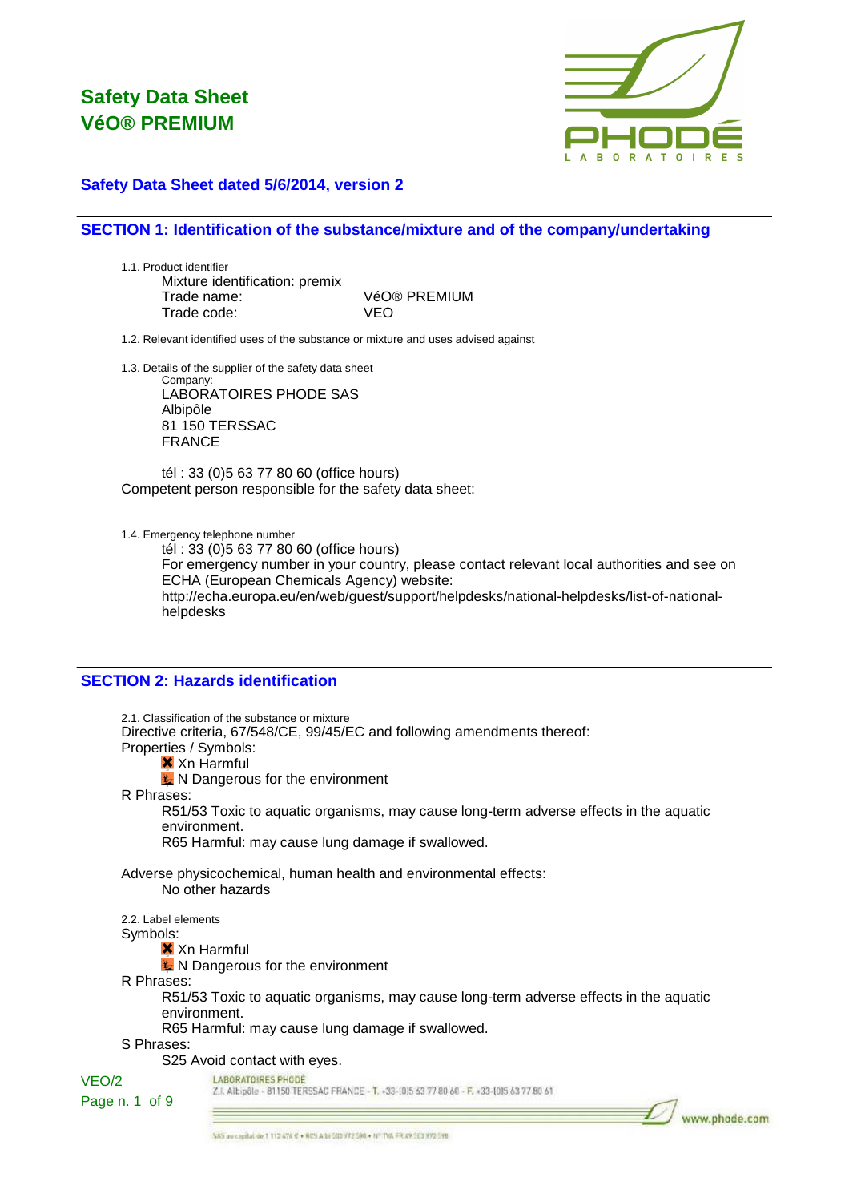# Safety Data Sheet
# VéO® PREMIUM

### Safety Data Sheet dated 5/6/2014, version 2

## SECTION 1: Identification of the substance/mixture and of the company/undertaking

1.1. Product identifier

Mixture identification: premix

| | |
|---|---|
| Trade name: | VéO® PREMIUM |
| Trade code: | VEO |

1.2. Relevant identified uses of the substance or mixture and uses advised against

1.3. Details of the supplier of the safety data sheet

Company:
LABORATOIRES PHODE SAS
Albipôle
81 150 TERSSAC
FRANCE

tél : 33 (0)5 63 77 80 60 (office hours)

Competent person responsible for the safety data sheet:

1.4. Emergency telephone number

tél : 33 (0)5 63 77 80 60 (office hours)
For emergency number in your country, please contact relevant local authorities and see on ECHA (European Chemicals Agency) website:
http://echa.europa.eu/en/web/guest/support/helpdesks/national-helpdesks/list-of-national-helpdesks

## SECTION 2: Hazards identification

2.1. Classification of the substance or mixture

Directive criteria, 67/548/CE, 99/45/EC and following amendments thereof:

Properties / Symbols:
- Xn Harmful
- N Dangerous for the environment

R Phrases:
- R51/53 Toxic to aquatic organisms, may cause long-term adverse effects in the aquatic environment.
- R65 Harmful: may cause lung damage if swallowed.

Adverse physicochemical, human health and environmental effects:
- No other hazards

2.2. Label elements

Symbols:
- Xn Harmful
- N Dangerous for the environment

R Phrases:
- R51/53 Toxic to aquatic organisms, may cause long-term adverse effects in the aquatic environment.
- R65 Harmful: may cause lung damage if swallowed.

S Phrases:
- S25 Avoid contact with eyes.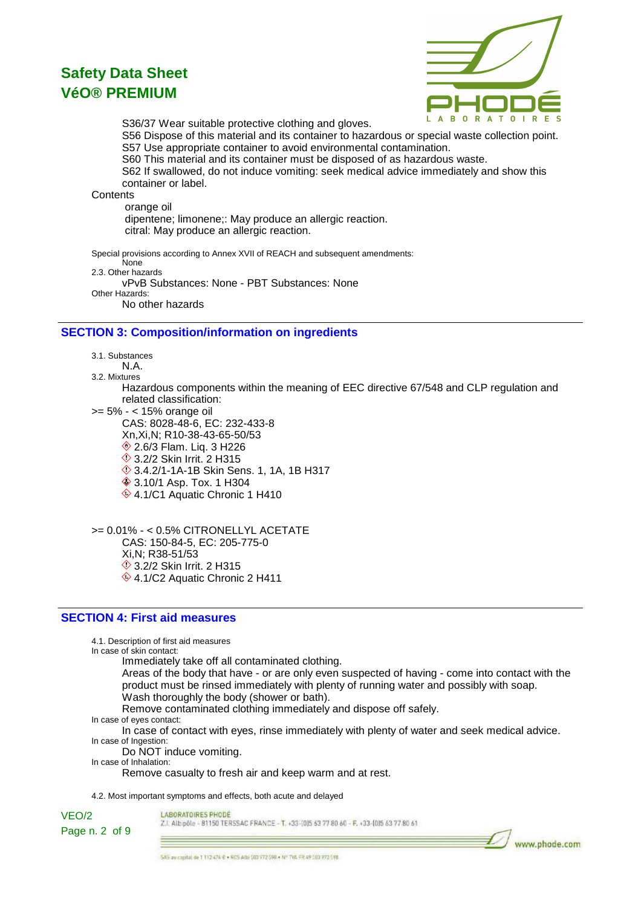S36/37 Wear suitable protective clothing and gloves.
S56 Dispose of this material and its container to hazardous or special waste collection point.
S57 Use appropriate container to avoid environmental contamination.
S60 This material and its container must be disposed of as hazardous waste.
S62 If swallowed, do not induce vomiting: seek medical advice immediately and show this container or label.

Contents

orange oil
dipentene; limonene;: May produce an allergic reaction.
citral: May produce an allergic reaction.

Special provisions according to Annex XVII of REACH and subsequent amendments:
None

2.3. Other hazards

vPvB Substances: None - PBT Substances: None

Other Hazards:

No other hazards

## SECTION 3: Composition/information on ingredients

3.1. Substances

N.A.

3.2. Mixtures

Hazardous components within the meaning of EEC directive 67/548 and CLP regulation and related classification:

>= 5% - < 15% orange oil

CAS: 8028-48-6, EC: 232-433-8
Xn,Xi,N; R10-38-43-65-50/53
2.6/3 Flam. Liq. 3 H226
3.2/2 Skin Irrit. 2 H315
3.4.2/1-1A-1B Skin Sens. 1, 1A, 1B H317
3.10/1 Asp. Tox. 1 H304
4.1/C1 Aquatic Chronic 1 H410

>= 0.01% - < 0.5% CITRONELLYL ACETATE

CAS: 150-84-5, EC: 205-775-0
Xi,N; R38-51/53
3.2/2 Skin Irrit. 2 H315
4.1/C2 Aquatic Chronic 2 H411

## SECTION 4: First aid measures

4.1. Description of first aid measures

In case of skin contact:

Immediately take off all contaminated clothing.
Areas of the body that have - or are only even suspected of having - come into contact with the product must be rinsed immediately with plenty of running water and possibly with soap.
Wash thoroughly the body (shower or bath).
Remove contaminated clothing immediately and dispose off safely.

In case of eyes contact:

In case of contact with eyes, rinse immediately with plenty of water and seek medical advice.

In case of Ingestion:

Do NOT induce vomiting.

In case of Inhalation:

Remove casualty to fresh air and keep warm and at rest.

4.2. Most important symptoms and effects, both acute and delayed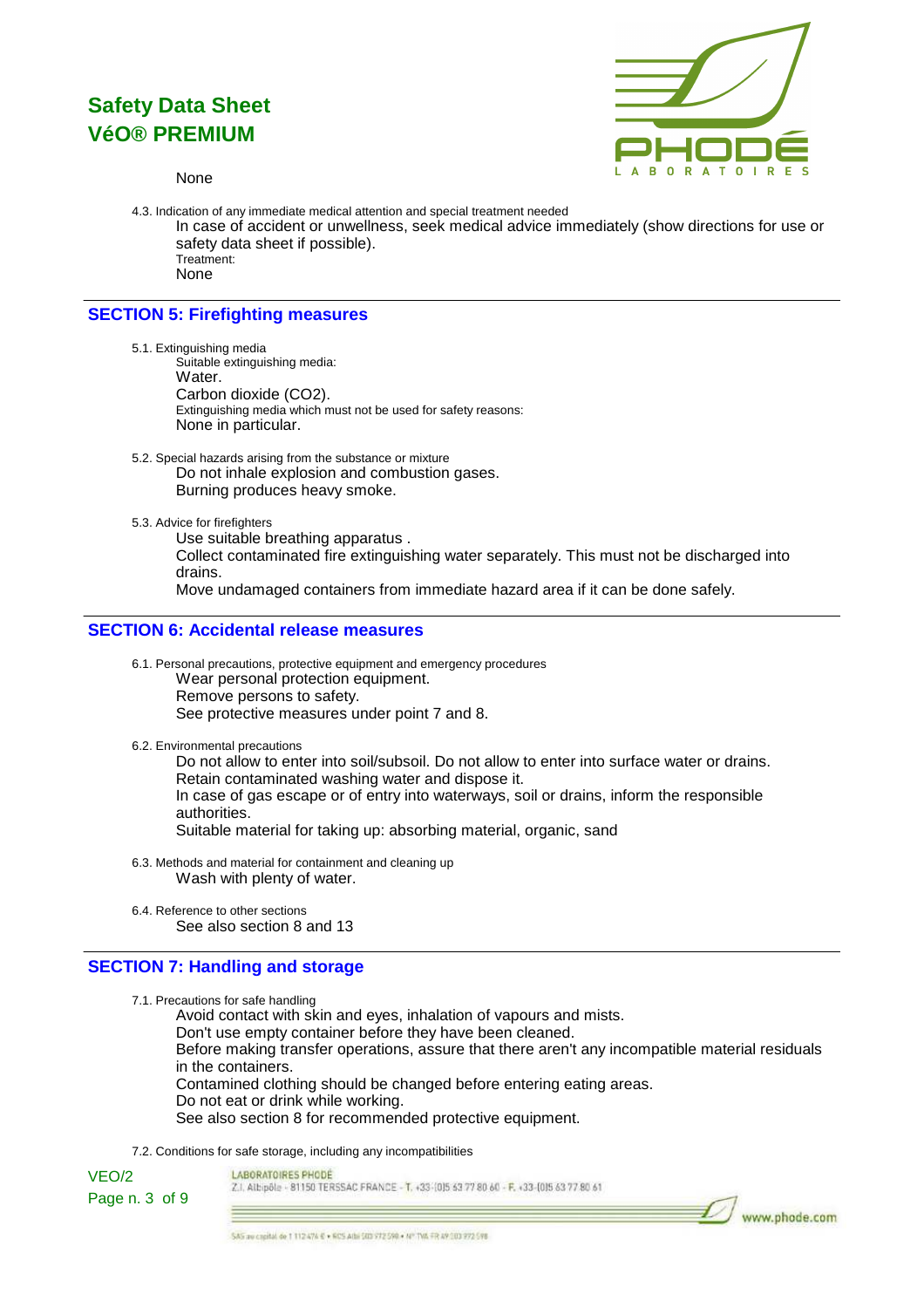None

4.3. Indication of any immediate medical attention and special treatment needed

In case of accident or unwellness, seek medical advice immediately (show directions for use or safety data sheet if possible).

Treatment:

None

## SECTION 5: Firefighting measures

5.1. Extinguishing media

Suitable extinguishing media:

Water.

Carbon dioxide ($CO_2$).

Extinguishing media which must not be used for safety reasons:

None in particular.

5.2. Special hazards arising from the substance or mixture

Do not inhale explosion and combustion gases.

Burning produces heavy smoke.

5.3. Advice for firefighters

Use suitable breathing apparatus .

Collect contaminated fire extinguishing water separately. This must not be discharged into drains.

Move undamaged containers from immediate hazard area if it can be done safely.

## SECTION 6: Accidental release measures

6.1. Personal precautions, protective equipment and emergency procedures

Wear personal protection equipment.

Remove persons to safety.

See protective measures under point 7 and 8.

6.2. Environmental precautions

Do not allow to enter into soil/subsoil. Do not allow to enter into surface water or drains.

Retain contaminated washing water and dispose it.

In case of gas escape or of entry into waterways, soil or drains, inform the responsible authorities.

Suitable material for taking up: absorbing material, organic, sand

6.3. Methods and material for containment and cleaning up

Wash with plenty of water.

6.4. Reference to other sections

See also section 8 and 13

## SECTION 7: Handling and storage

7.1. Precautions for safe handling

Avoid contact with skin and eyes, inhalation of vapours and mists.

Don't use empty container before they have been cleaned.

Before making transfer operations, assure that there aren't any incompatible material residuals in the containers.

Contamined clothing should be changed before entering eating areas.

Do not eat or drink while working.

See also section 8 for recommended protective equipment.

7.2. Conditions for safe storage, including any incompatibilities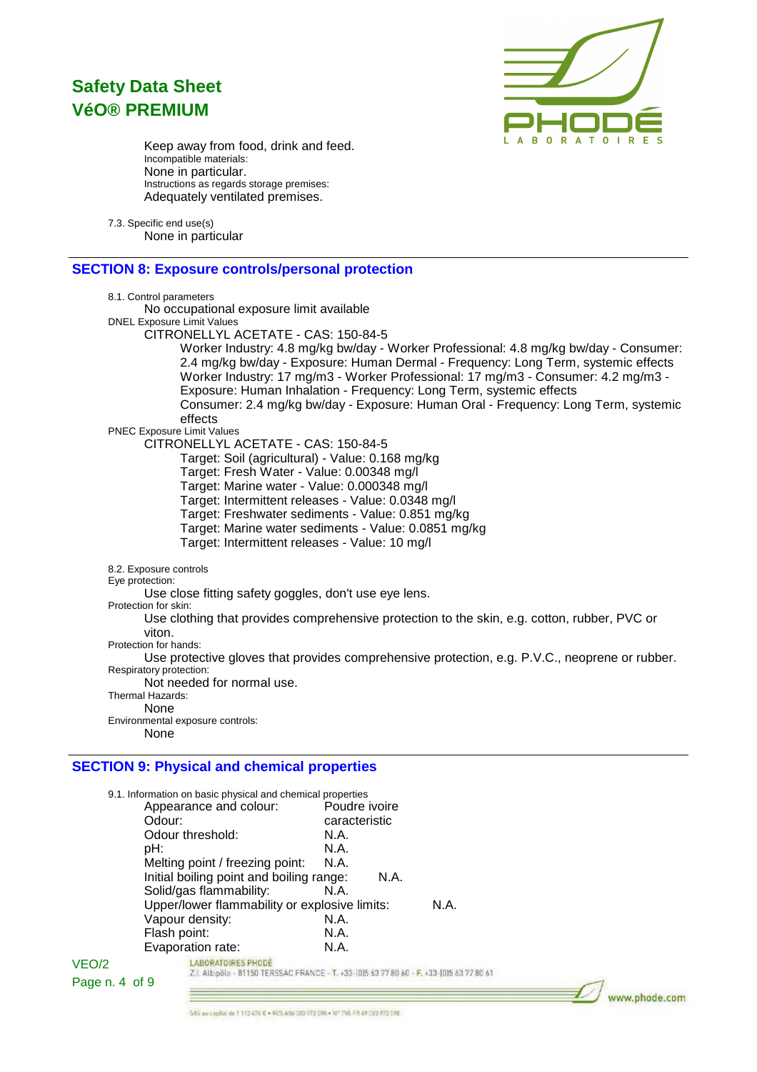Keep away from food, drink and feed.

Incompatible materials:

None in particular.

Instructions as regards storage premises:

Adequately ventilated premises.

7.3. Specific end use(s)

None in particular

## SECTION 8: Exposure controls/personal protection

8.1. Control parameters

No occupational exposure limit available

DNEL Exposure Limit Values

CITRONELLYL ACETATE - CAS: 150-84-5

Worker Industry: 4.8 mg/kg bw/day - Worker Professional: 4.8 mg/kg bw/day - Consumer: 2.4 mg/kg bw/day - Exposure: Human Dermal - Frequency: Long Term, systemic effects

Worker Industry: 17 mg/m3 - Worker Professional: 17 mg/m3 - Consumer: 4.2 mg/m3 - Exposure: Human Inhalation - Frequency: Long Term, systemic effects

Consumer: 2.4 mg/kg bw/day - Exposure: Human Oral - Frequency: Long Term, systemic effects

PNEC Exposure Limit Values

CITRONELLYL ACETATE - CAS: 150-84-5

Target: Soil (agricultural) - Value: 0.168 mg/kg

Target: Fresh Water - Value: 0.00348 mg/l

Target: Marine water - Value: 0.000348 mg/l

Target: Intermittent releases - Value: 0.0348 mg/l

Target: Freshwater sediments - Value: 0.851 mg/kg

Target: Marine water sediments - Value: 0.0851 mg/kg

Target: Intermittent releases - Value: 10 mg/l

8.2. Exposure controls

Eye protection:

Use close fitting safety goggles, don't use eye lens.

Protection for skin:

Use clothing that provides comprehensive protection to the skin, e.g. cotton, rubber, PVC or viton.

Protection for hands:

Use protective gloves that provides comprehensive protection, e.g. P.V.C., neoprene or rubber.

Respiratory protection:

Not needed for normal use.

Thermal Hazards:

None

Environmental exposure controls:

None

## SECTION 9: Physical and chemical properties

9.1. Information on basic physical and chemical properties

| | |
|---|---|
| Appearance and colour: | Poudre ivoire |
| Odour: | caracteristic |
| Odour threshold: | N.A. |
| pH: | N.A. |
| Melting point / freezing point: | N.A. |
| Initial boiling point and boiling range: | N.A. |
| Solid/gas flammability: | N.A. |
| Upper/lower flammability or explosive limits: | N.A. |
| Vapour density: | N.A. |
| Flash point: | N.A. |
| Evaporation rate: | N.A. |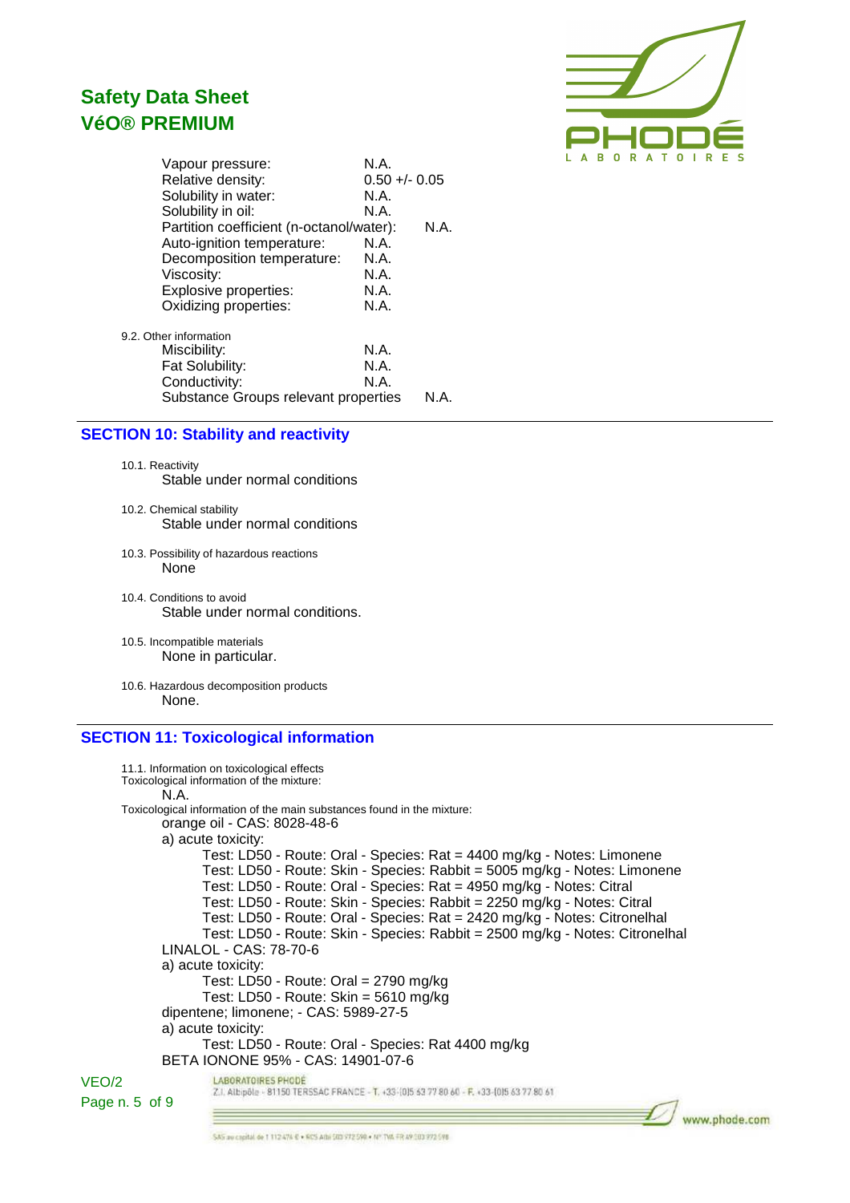| | |
|---|---|
| Vapour pressure: | N.A. |
| Relative density: | 0.50 +/- 0.05 |
| Solubility in water: | N.A. |
| Solubility in oil: | N.A. |
| Partition coefficient (n-octanol/water): | N.A. |
| Auto-ignition temperature: | N.A. |
| Decomposition temperature: | N.A. |
| Viscosity: | N.A. |
| Explosive properties: | N.A. |
| Oxidizing properties: | N.A. |

9.2. Other information

| | |
|---|---|
| Miscibility: | N.A. |
| Fat Solubility: | N.A. |
| Conductivity: | N.A. |
| Substance Groups relevant properties | N.A. |

## SECTION 10: Stability and reactivity

10.1. Reactivity

Stable under normal conditions

10.2. Chemical stability

Stable under normal conditions

10.3. Possibility of hazardous reactions

None

10.4. Conditions to avoid

Stable under normal conditions.

10.5. Incompatible materials

None in particular.

10.6. Hazardous decomposition products

None.

## SECTION 11: Toxicological information

11.1. Information on toxicological effects

Toxicological information of the mixture:

N.A.

Toxicological information of the main substances found in the mixture:

orange oil - CAS: 8028-48-6

a) acute toxicity:

- Test: LD50 - Route: Oral - Species: Rat = 4400 mg/kg - Notes: Limonene
- Test: LD50 - Route: Skin - Species: Rabbit = 5005 mg/kg - Notes: Limonene
- Test: LD50 - Route: Oral - Species: Rat = 4950 mg/kg - Notes: Citral
- Test: LD50 - Route: Skin - Species: Rabbit = 2250 mg/kg - Notes: Citral
- Test: LD50 - Route: Oral - Species: Rat = 2420 mg/kg - Notes: Citronelhal
- Test: LD50 - Route: Skin - Species: Rabbit = 2500 mg/kg - Notes: Citronelhal

LINALOL - CAS: 78-70-6

a) acute toxicity:

- Test: LD50 - Route: Oral = 2790 mg/kg
- Test: LD50 - Route: Skin = 5610 mg/kg

dipentene; limonene; - CAS: 5989-27-5

a) acute toxicity:

- Test: LD50 - Route: Oral - Species: Rat 4400 mg/kg

BETA IONONE 95% - CAS: 14901-07-6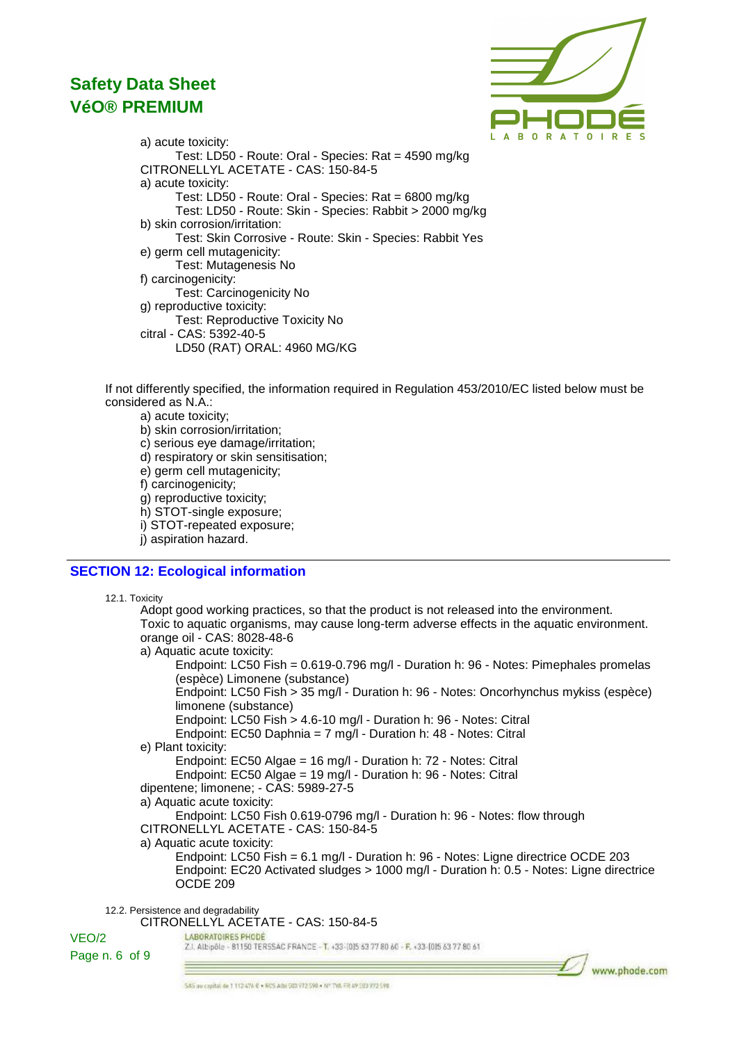a) acute toxicity:

Test: LD50 - Route: Oral - Species: Rat = 4590 mg/kg

CITRONELLYL ACETATE - CAS: 150-84-5

a) acute toxicity:

Test: LD50 - Route: Oral - Species: Rat = 6800 mg/kg

Test: LD50 - Route: Skin - Species: Rabbit > 2000 mg/kg

b) skin corrosion/irritation:

Test: Skin Corrosive - Route: Skin - Species: Rabbit Yes

e) germ cell mutagenicity:

Test: Mutagenesis No

f) carcinogenicity:

Test: Carcinogenicity No

g) reproductive toxicity:

Test: Reproductive Toxicity No

citral - CAS: 5392-40-5

LD50 (RAT) ORAL: 4960 MG/KG

If not differently specified, the information required in Regulation 453/2010/EC listed below must be considered as N.A.:

a) acute toxicity;
b) skin corrosion/irritation;
c) serious eye damage/irritation;
d) respiratory or skin sensitisation;
e) germ cell mutagenicity;
f) carcinogenicity;
g) reproductive toxicity;
h) STOT-single exposure;
i) STOT-repeated exposure;
j) aspiration hazard.

## SECTION 12: Ecological information

12.1. Toxicity

Adopt good working practices, so that the product is not released into the environment.
Toxic to aquatic organisms, may cause long-term adverse effects in the aquatic environment.

orange oil - CAS: 8028-48-6

a) Aquatic acute toxicity:

Endpoint: LC50 Fish = 0.619-0.796 mg/l - Duration h: 96 - Notes: Pimephales promelas (espèce) Limonene (substance)

Endpoint: LC50 Fish > 35 mg/l - Duration h: 96 - Notes: Oncorhynchus mykiss (espèce) limonene (substance)

Endpoint: LC50 Fish > 4.6-10 mg/l - Duration h: 96 - Notes: Citral

Endpoint: EC50 Daphnia = 7 mg/l - Duration h: 48 - Notes: Citral

e) Plant toxicity:

Endpoint: EC50 Algae = 16 mg/l - Duration h: 72 - Notes: Citral

Endpoint: EC50 Algae = 19 mg/l - Duration h: 96 - Notes: Citral

dipentene; limonene; - CAS: 5989-27-5

a) Aquatic acute toxicity:

Endpoint: LC50 Fish 0.619-0796 mg/l - Duration h: 96 - Notes: flow through

CITRONELLYL ACETATE - CAS: 150-84-5

a) Aquatic acute toxicity:

Endpoint: LC50 Fish = 6.1 mg/l - Duration h: 96 - Notes: Ligne directrice OCDE 203

Endpoint: EC20 Activated sludges > 1000 mg/l - Duration h: 0.5 - Notes: Ligne directrice OCDE 209

12.2. Persistence and degradability

CITRONELLYL ACETATE - CAS: 150-84-5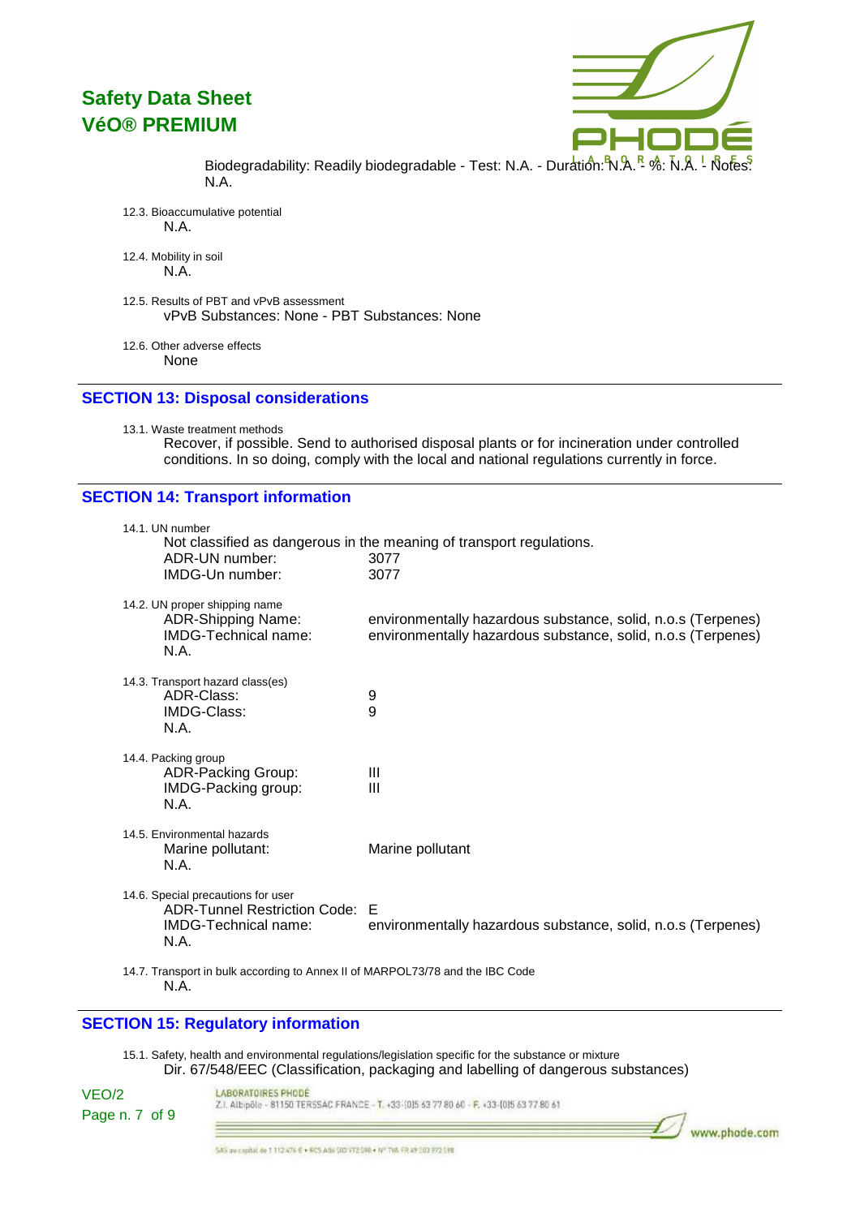Biodegradability: Readily biodegradable - Test: N.A. - Duration: N.A. - %: N.A. - Notes: N.A.

12.3. Bioaccumulative potential

N.A.

12.4. Mobility in soil

N.A.

12.5. Results of PBT and vPvB assessment

vPvB Substances: None - PBT Substances: None

12.6. Other adverse effects

None

## SECTION 13: Disposal considerations

13.1. Waste treatment methods

Recover, if possible. Send to authorised disposal plants or for incineration under controlled conditions. In so doing, comply with the local and national regulations currently in force.

## SECTION 14: Transport information

14.1. UN number

Not classified as dangerous in the meaning of transport regulations.

| | |
|---|---|
| ADR-UN number: | 3077 |
| IMDG-Un number: | 3077 |

14.2. UN proper shipping name

| | |
|---|---|
| ADR-Shipping Name: | environmentally hazardous substance, solid, n.o.s (Terpenes) |
| IMDG-Technical name: | environmentally hazardous substance, solid, n.o.s (Terpenes) |

N.A.

14.3. Transport hazard class(es)

| | |
|---|---|
| ADR-Class: | 9 |
| IMDG-Class: | 9 |

N.A.

14.4. Packing group

| | |
|---|---|
| ADR-Packing Group: | III |
| IMDG-Packing group: | III |

N.A.

14.5. Environmental hazards

| | |
|---|---|
| Marine pollutant: | Marine pollutant |

N.A.

14.6. Special precautions for user

| | |
|---|---|
| ADR-Tunnel Restriction Code: | E |
| IMDG-Technical name: | environmentally hazardous substance, solid, n.o.s (Terpenes) |

N.A.

14.7. Transport in bulk according to Annex II of MARPOL73/78 and the IBC Code

N.A.

## SECTION 15: Regulatory information

15.1. Safety, health and environmental regulations/legislation specific for the substance or mixture

Dir. 67/548/EEC (Classification, packaging and labelling of dangerous substances)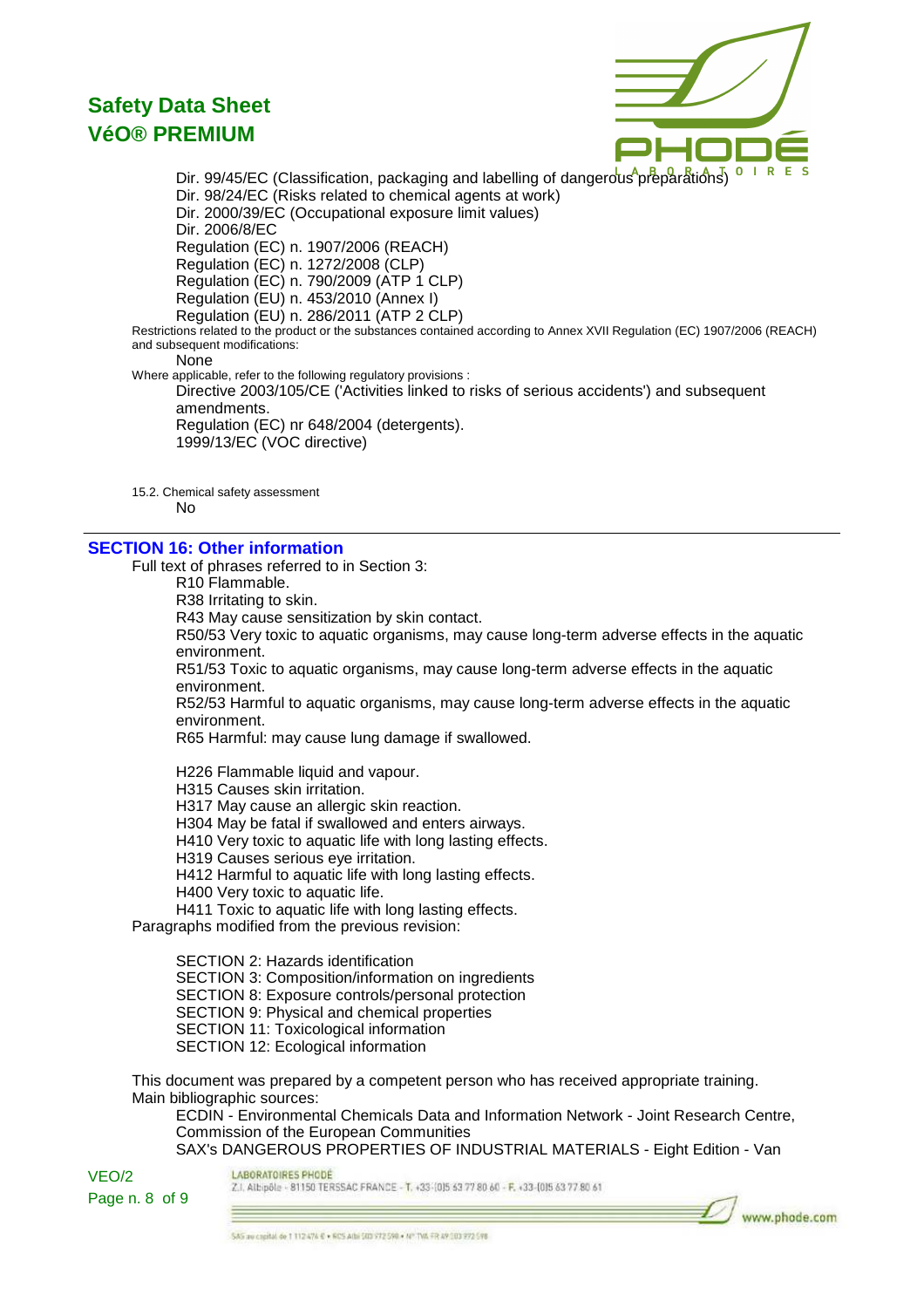Dir. 99/45/EC (Classification, packaging and labelling of dangerous preparations)
Dir. 98/24/EC (Risks related to chemical agents at work)
Dir. 2000/39/EC (Occupational exposure limit values)
Dir. 2006/8/EC
Regulation (EC) n. 1907/2006 (REACH)
Regulation (EC) n. 1272/2008 (CLP)
Regulation (EC) n. 790/2009 (ATP 1 CLP)
Regulation (EU) n. 453/2010 (Annex I)
Regulation (EU) n. 286/2011 (ATP 2 CLP)

Restrictions related to the product or the substances contained according to Annex XVII Regulation (EC) 1907/2006 (REACH) and subsequent modifications:

None

Where applicable, refer to the following regulatory provisions :

Directive 2003/105/CE ('Activities linked to risks of serious accidents') and subsequent amendments.
Regulation (EC) nr 648/2004 (detergents).
1999/13/EC (VOC directive)

15.2. Chemical safety assessment

No

## SECTION 16: Other information

Full text of phrases referred to in Section 3:

R10 Flammable.
R38 Irritating to skin.
R43 May cause sensitization by skin contact.
R50/53 Very toxic to aquatic organisms, may cause long-term adverse effects in the aquatic environment.
R51/53 Toxic to aquatic organisms, may cause long-term adverse effects in the aquatic environment.
R52/53 Harmful to aquatic organisms, may cause long-term adverse effects in the aquatic environment.
R65 Harmful: may cause lung damage if swallowed.

H226 Flammable liquid and vapour.
H315 Causes skin irritation.
H317 May cause an allergic skin reaction.
H304 May be fatal if swallowed and enters airways.
H410 Very toxic to aquatic life with long lasting effects.
H319 Causes serious eye irritation.
H412 Harmful to aquatic life with long lasting effects.
H400 Very toxic to aquatic life.
H411 Toxic to aquatic life with long lasting effects.

Paragraphs modified from the previous revision:

SECTION 2: Hazards identification
SECTION 3: Composition/information on ingredients
SECTION 8: Exposure controls/personal protection
SECTION 9: Physical and chemical properties
SECTION 11: Toxicological information
SECTION 12: Ecological information

This document was prepared by a competent person who has received appropriate training.
Main bibliographic sources:

ECDIN - Environmental Chemicals Data and Information Network - Joint Research Centre, Commission of the European Communities
SAX's DANGEROUS PROPERTIES OF INDUSTRIAL MATERIALS - Eight Edition - Van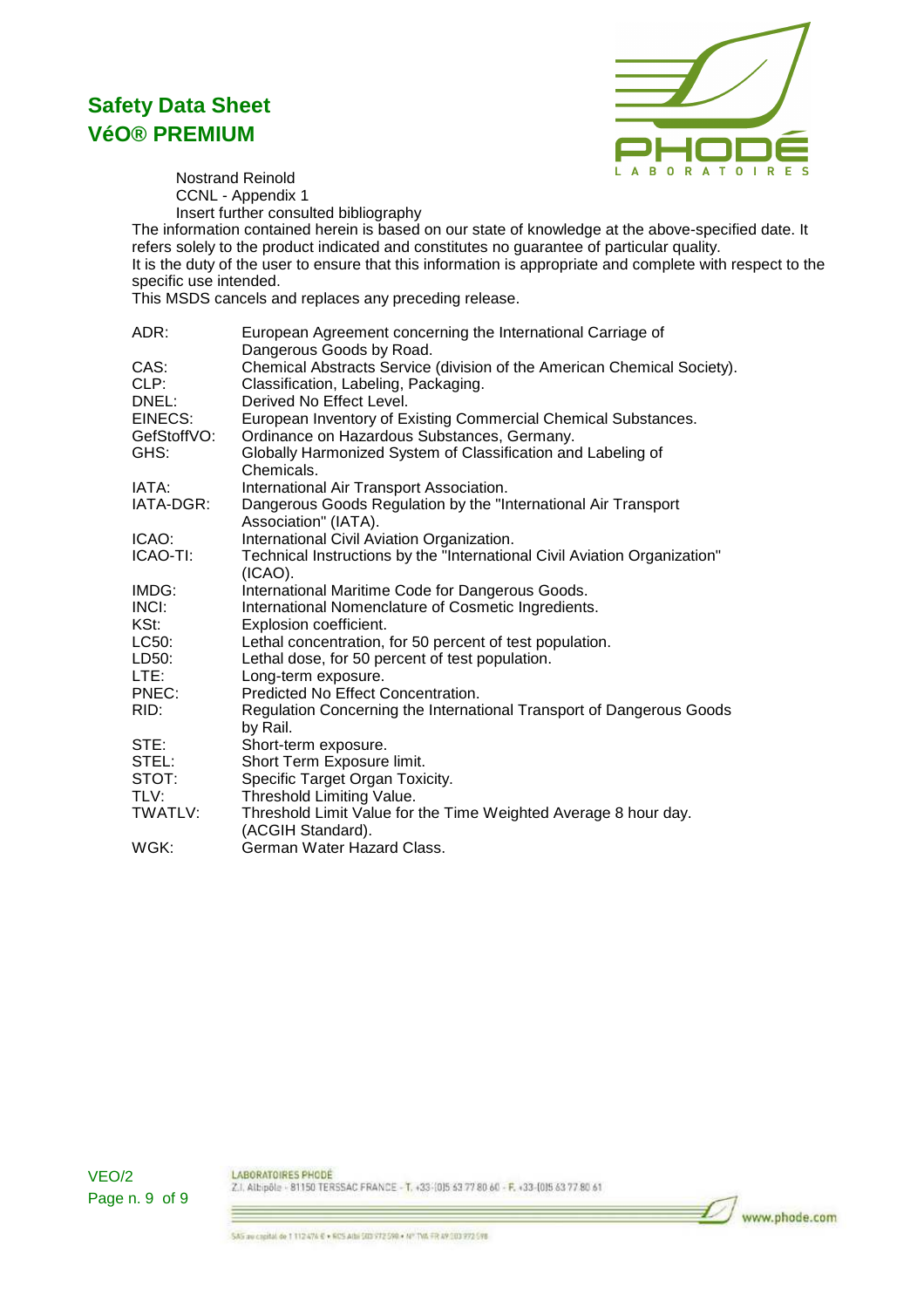Nostrand Reinold
CCNL - Appendix 1
Insert further consulted bibliography

The information contained herein is based on our state of knowledge at the above-specified date. It refers solely to the product indicated and constitutes no guarantee of particular quality.
It is the duty of the user to ensure that this information is appropriate and complete with respect to the specific use intended.
This MSDS cancels and replaces any preceding release.

| | |
|---|---|
| ADR: | European Agreement concerning the International Carriage of Dangerous Goods by Road. |
| CAS: | Chemical Abstracts Service (division of the American Chemical Society). |
| CLP: | Classification, Labeling, Packaging. |
| DNEL: | Derived No Effect Level. |
| EINECS: | European Inventory of Existing Commercial Chemical Substances. |
| GefStoffVO: | Ordinance on Hazardous Substances, Germany. |
| GHS: | Globally Harmonized System of Classification and Labeling of Chemicals. |
| IATA: | International Air Transport Association. |
| IATA-DGR: | Dangerous Goods Regulation by the "International Air Transport Association" (IATA). |
| ICAO: | International Civil Aviation Organization. |
| ICAO-TI: | Technical Instructions by the "International Civil Aviation Organization" (ICAO). |
| IMDG: | International Maritime Code for Dangerous Goods. |
| INCI: | International Nomenclature of Cosmetic Ingredients. |
| KSt: | Explosion coefficient. |
| LC50: | Lethal concentration, for 50 percent of test population. |
| LD50: | Lethal dose, for 50 percent of test population. |
| LTE: | Long-term exposure. |
| PNEC: | Predicted No Effect Concentration. |
| RID: | Regulation Concerning the International Transport of Dangerous Goods by Rail. |
| STE: | Short-term exposure. |
| STEL: | Short Term Exposure limit. |
| STOT: | Specific Target Organ Toxicity. |
| TLV: | Threshold Limiting Value. |
| TWATLV: | Threshold Limit Value for the Time Weighted Average 8 hour day. (ACGIH Standard). |
| WGK: | German Water Hazard Class. |